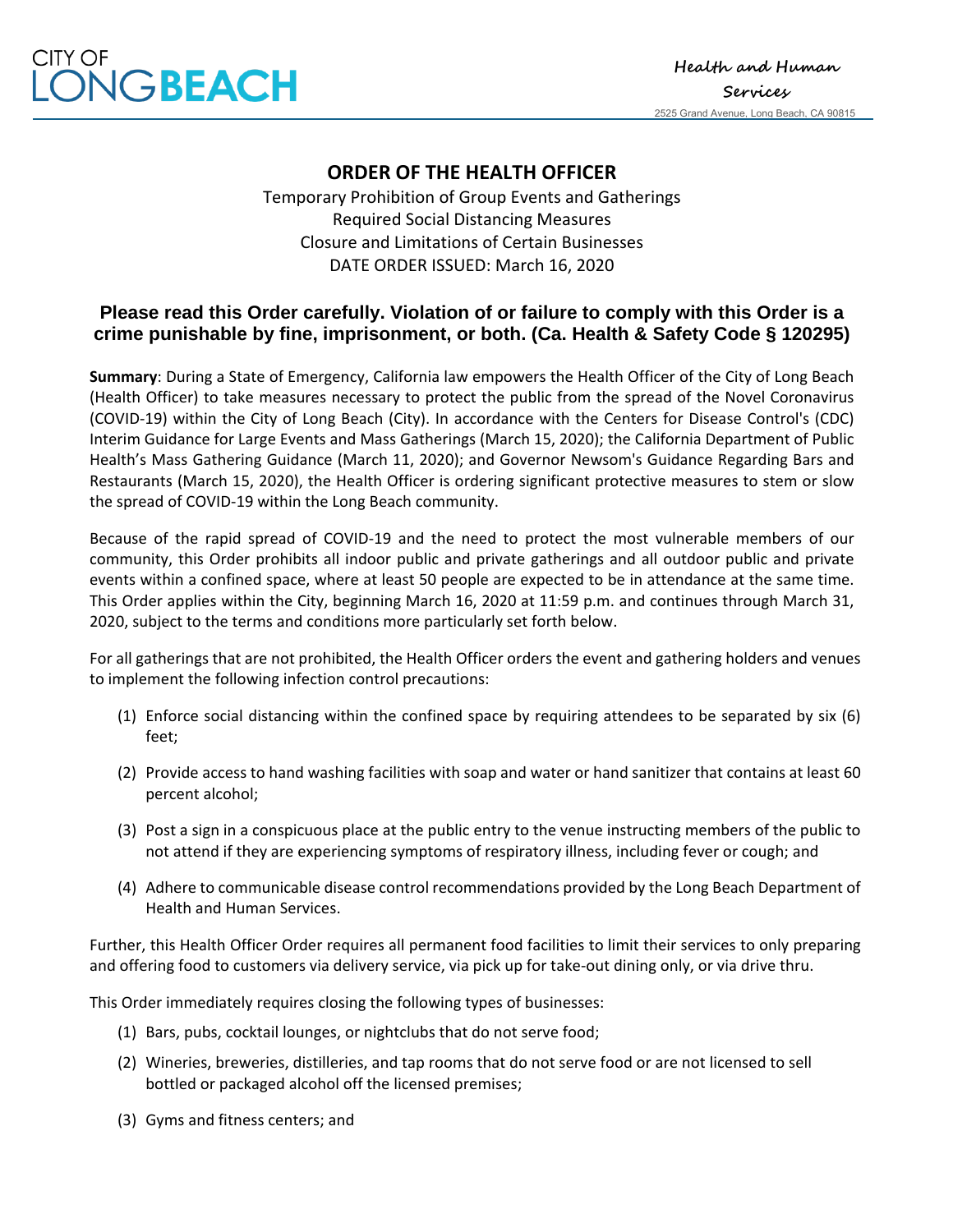CITY OF LONG BEACH

Health and Human Services

2525 Grand Avenue, Long Beach, CA 90815

# ORDER OF THE HEALTH OFFICER

Temporary Prohibition of Group Events and Gatherings
Required Social Distancing Measures
Closure and Limitations of Certain Businesses
DATE ORDER ISSUED: March 16, 2020

## Please read this Order carefully. Violation of or failure to comply with this Order is a crime punishable by fine, imprisonment, or both. (Ca. Health & Safety Code § 120295)

**Summary**: During a State of Emergency, California law empowers the Health Officer of the City of Long Beach (Health Officer) to take measures necessary to protect the public from the spread of the Novel Coronavirus (COVID-19) within the City of Long Beach (City). In accordance with the Centers for Disease Control's (CDC) Interim Guidance for Large Events and Mass Gatherings (March 15, 2020); the California Department of Public Health's Mass Gathering Guidance (March 11, 2020); and Governor Newsom's Guidance Regarding Bars and Restaurants (March 15, 2020), the Health Officer is ordering significant protective measures to stem or slow the spread of COVID-19 within the Long Beach community.

Because of the rapid spread of COVID-19 and the need to protect the most vulnerable members of our community, this Order prohibits all indoor public and private gatherings and all outdoor public and private events within a confined space, where at least 50 people are expected to be in attendance at the same time. This Order applies within the City, beginning March 16, 2020 at 11:59 p.m. and continues through March 31, 2020, subject to the terms and conditions more particularly set forth below.

For all gatherings that are not prohibited, the Health Officer orders the event and gathering holders and venues to implement the following infection control precautions:

(1) Enforce social distancing within the confined space by requiring attendees to be separated by six (6) feet;

(2) Provide access to hand washing facilities with soap and water or hand sanitizer that contains at least 60 percent alcohol;

(3) Post a sign in a conspicuous place at the public entry to the venue instructing members of the public to not attend if they are experiencing symptoms of respiratory illness, including fever or cough; and

(4) Adhere to communicable disease control recommendations provided by the Long Beach Department of Health and Human Services.

Further, this Health Officer Order requires all permanent food facilities to limit their services to only preparing and offering food to customers via delivery service, via pick up for take-out dining only, or via drive thru.

This Order immediately requires closing the following types of businesses:

(1) Bars, pubs, cocktail lounges, or nightclubs that do not serve food;

(2) Wineries, breweries, distilleries, and tap rooms that do not serve food or are not licensed to sell bottled or packaged alcohol off the licensed premises;

(3) Gyms and fitness centers; and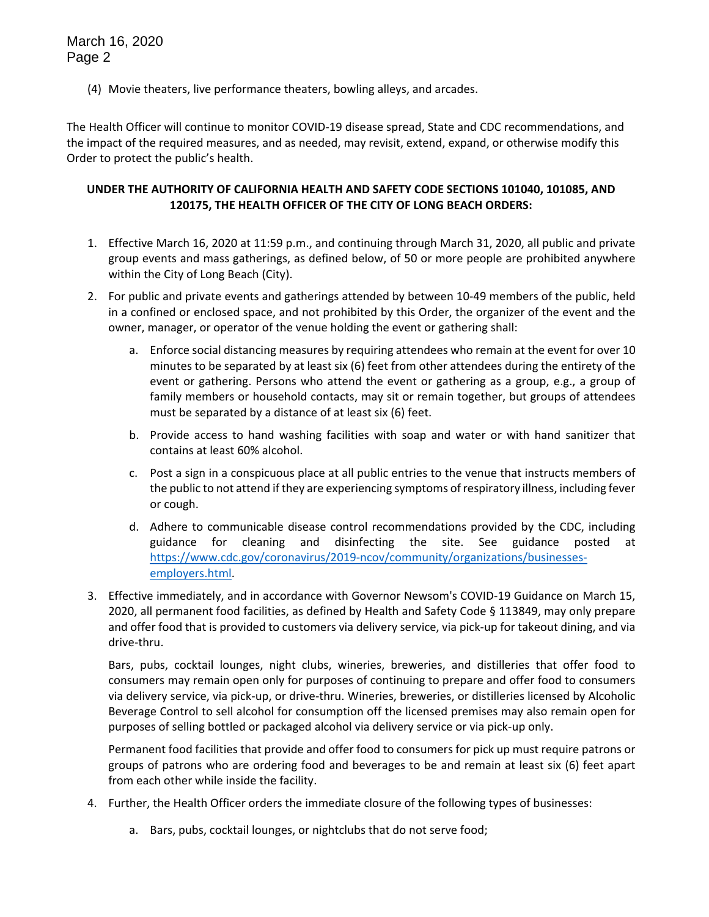(4) Movie theaters, live performance theaters, bowling alleys, and arcades.

The Health Officer will continue to monitor COVID-19 disease spread, State and CDC recommendations, and the impact of the required measures, and as needed, may revisit, extend, expand, or otherwise modify this Order to protect the public's health.

**UNDER THE AUTHORITY OF CALIFORNIA HEALTH AND SAFETY CODE SECTIONS 101040, 101085, AND 120175, THE HEALTH OFFICER OF THE CITY OF LONG BEACH ORDERS:**

1. Effective March 16, 2020 at 11:59 p.m., and continuing through March 31, 2020, all public and private group events and mass gatherings, as defined below, of 50 or more people are prohibited anywhere within the City of Long Beach (City).

2. For public and private events and gatherings attended by between 10-49 members of the public, held in a confined or enclosed space, and not prohibited by this Order, the organizer of the event and the owner, manager, or operator of the venue holding the event or gathering shall:

    a. Enforce social distancing measures by requiring attendees who remain at the event for over 10 minutes to be separated by at least six (6) feet from other attendees during the entirety of the event or gathering. Persons who attend the event or gathering as a group, e.g., a group of family members or household contacts, may sit or remain together, but groups of attendees must be separated by a distance of at least six (6) feet.

    b. Provide access to hand washing facilities with soap and water or with hand sanitizer that contains at least 60% alcohol.

    c. Post a sign in a conspicuous place at all public entries to the venue that instructs members of the public to not attend if they are experiencing symptoms of respiratory illness, including fever or cough.

    d. Adhere to communicable disease control recommendations provided by the CDC, including guidance for cleaning and disinfecting the site. See guidance posted at [https://www.cdc.gov/coronavirus/2019-ncov/community/organizations/businesses-employers.html](https://www.cdc.gov/coronavirus/2019-ncov/community/organizations/businesses-employers.html).

3. Effective immediately, and in accordance with Governor Newsom's COVID-19 Guidance on March 15, 2020, all permanent food facilities, as defined by Health and Safety Code § 113849, may only prepare and offer food that is provided to customers via delivery service, via pick-up for takeout dining, and via drive-thru.

    Bars, pubs, cocktail lounges, night clubs, wineries, breweries, and distilleries that offer food to consumers may remain open only for purposes of continuing to prepare and offer food to consumers via delivery service, via pick-up, or drive-thru. Wineries, breweries, or distilleries licensed by Alcoholic Beverage Control to sell alcohol for consumption off the licensed premises may also remain open for purposes of selling bottled or packaged alcohol via delivery service or via pick-up only.

    Permanent food facilities that provide and offer food to consumers for pick up must require patrons or groups of patrons who are ordering food and beverages to be and remain at least six (6) feet apart from each other while inside the facility.

4. Further, the Health Officer orders the immediate closure of the following types of businesses:

    a. Bars, pubs, cocktail lounges, or nightclubs that do not serve food;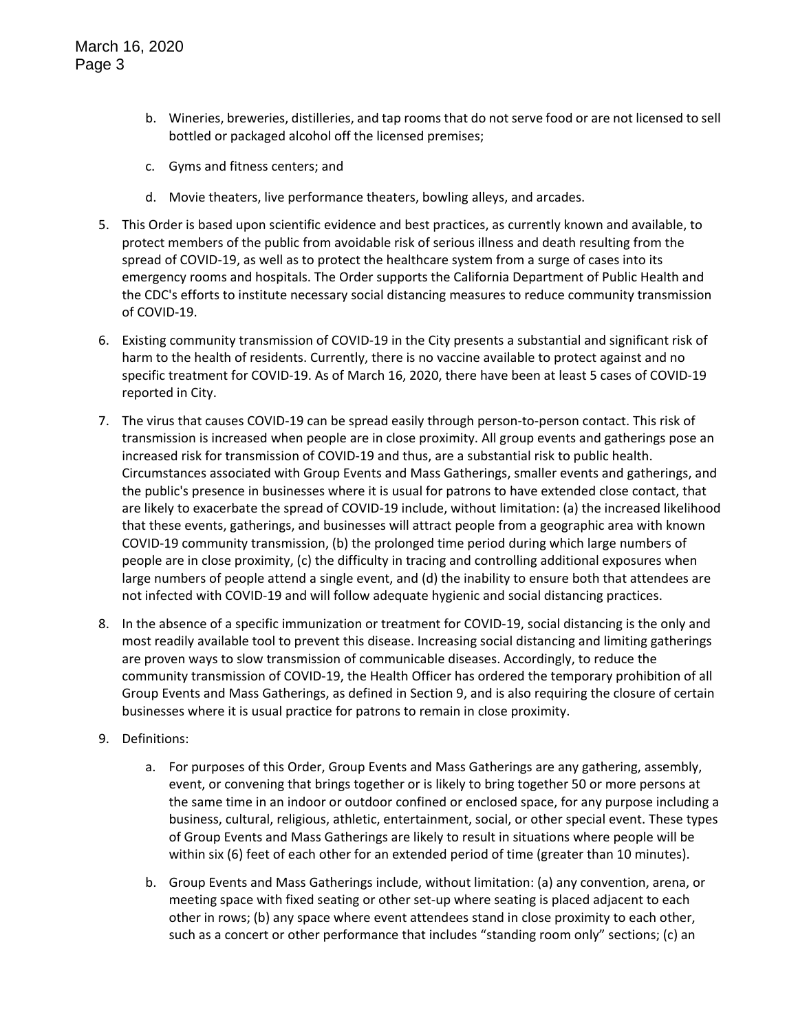b. Wineries, breweries, distilleries, and tap rooms that do not serve food or are not licensed to sell bottled or packaged alcohol off the licensed premises;

c. Gyms and fitness centers; and

d. Movie theaters, live performance theaters, bowling alleys, and arcades.

5. This Order is based upon scientific evidence and best practices, as currently known and available, to protect members of the public from avoidable risk of serious illness and death resulting from the spread of COVID-19, as well as to protect the healthcare system from a surge of cases into its emergency rooms and hospitals. The Order supports the California Department of Public Health and the CDC's efforts to institute necessary social distancing measures to reduce community transmission of COVID-19.

6. Existing community transmission of COVID-19 in the City presents a substantial and significant risk of harm to the health of residents. Currently, there is no vaccine available to protect against and no specific treatment for COVID-19. As of March 16, 2020, there have been at least 5 cases of COVID-19 reported in City.

7. The virus that causes COVID-19 can be spread easily through person-to-person contact. This risk of transmission is increased when people are in close proximity. All group events and gatherings pose an increased risk for transmission of COVID-19 and thus, are a substantial risk to public health. Circumstances associated with Group Events and Mass Gatherings, smaller events and gatherings, and the public's presence in businesses where it is usual for patrons to have extended close contact, that are likely to exacerbate the spread of COVID-19 include, without limitation: (a) the increased likelihood that these events, gatherings, and businesses will attract people from a geographic area with known COVID-19 community transmission, (b) the prolonged time period during which large numbers of people are in close proximity, (c) the difficulty in tracing and controlling additional exposures when large numbers of people attend a single event, and (d) the inability to ensure both that attendees are not infected with COVID-19 and will follow adequate hygienic and social distancing practices.

8. In the absence of a specific immunization or treatment for COVID-19, social distancing is the only and most readily available tool to prevent this disease. Increasing social distancing and limiting gatherings are proven ways to slow transmission of communicable diseases. Accordingly, to reduce the community transmission of COVID-19, the Health Officer has ordered the temporary prohibition of all Group Events and Mass Gatherings, as defined in Section 9, and is also requiring the closure of certain businesses where it is usual practice for patrons to remain in close proximity.

9. Definitions:

    a. For purposes of this Order, Group Events and Mass Gatherings are any gathering, assembly, event, or convening that brings together or is likely to bring together 50 or more persons at the same time in an indoor or outdoor confined or enclosed space, for any purpose including a business, cultural, religious, athletic, entertainment, social, or other special event. These types of Group Events and Mass Gatherings are likely to result in situations where people will be within six (6) feet of each other for an extended period of time (greater than 10 minutes).

    b. Group Events and Mass Gatherings include, without limitation: (a) any convention, arena, or meeting space with fixed seating or other set-up where seating is placed adjacent to each other in rows; (b) any space where event attendees stand in close proximity to each other, such as a concert or other performance that includes "standing room only" sections; (c) an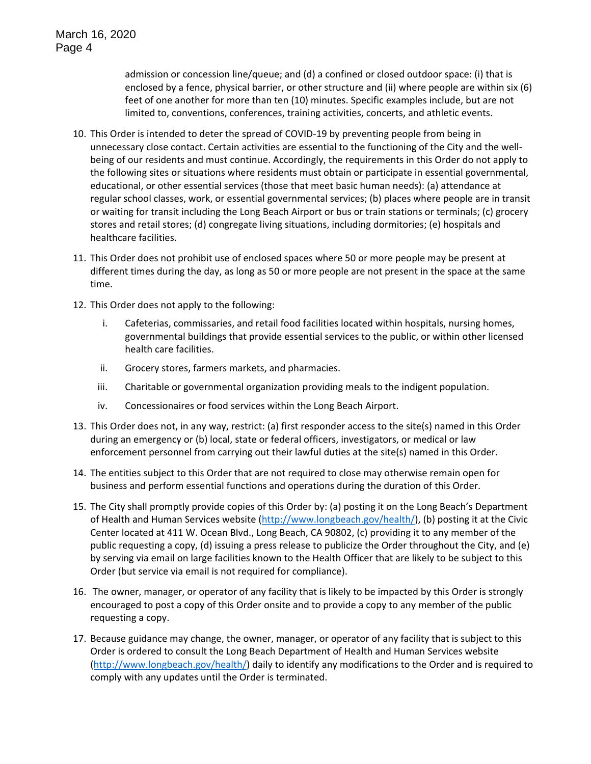admission or concession line/queue; and (d) a confined or closed outdoor space: (i) that is enclosed by a fence, physical barrier, or other structure and (ii) where people are within six (6) feet of one another for more than ten (10) minutes. Specific examples include, but are not limited to, conventions, conferences, training activities, concerts, and athletic events.

10. This Order is intended to deter the spread of COVID-19 by preventing people from being in unnecessary close contact. Certain activities are essential to the functioning of the City and the well-being of our residents and must continue. Accordingly, the requirements in this Order do not apply to the following sites or situations where residents must obtain or participate in essential governmental, educational, or other essential services (those that meet basic human needs): (a) attendance at regular school classes, work, or essential governmental services; (b) places where people are in transit or waiting for transit including the Long Beach Airport or bus or train stations or terminals; (c) grocery stores and retail stores; (d) congregate living situations, including dormitories; (e) hospitals and healthcare facilities.

11. This Order does not prohibit use of enclosed spaces where 50 or more people may be present at different times during the day, as long as 50 or more people are not present in the space at the same time.

12. This Order does not apply to the following:

    i. Cafeterias, commissaries, and retail food facilities located within hospitals, nursing homes, governmental buildings that provide essential services to the public, or within other licensed health care facilities.

    ii. Grocery stores, farmers markets, and pharmacies.

    iii. Charitable or governmental organization providing meals to the indigent population.

    iv. Concessionaires or food services within the Long Beach Airport.

13. This Order does not, in any way, restrict: (a) first responder access to the site(s) named in this Order during an emergency or (b) local, state or federal officers, investigators, or medical or law enforcement personnel from carrying out their lawful duties at the site(s) named in this Order.

14. The entities subject to this Order that are not required to close may otherwise remain open for business and perform essential functions and operations during the duration of this Order.

15. The City shall promptly provide copies of this Order by: (a) posting it on the Long Beach's Department of Health and Human Services website (http://www.longbeach.gov/health/), (b) posting it at the Civic Center located at 411 W. Ocean Blvd., Long Beach, CA 90802, (c) providing it to any member of the public requesting a copy, (d) issuing a press release to publicize the Order throughout the City, and (e) by serving via email on large facilities known to the Health Officer that are likely to be subject to this Order (but service via email is not required for compliance).

16. The owner, manager, or operator of any facility that is likely to be impacted by this Order is strongly encouraged to post a copy of this Order onsite and to provide a copy to any member of the public requesting a copy.

17. Because guidance may change, the owner, manager, or operator of any facility that is subject to this Order is ordered to consult the Long Beach Department of Health and Human Services website (http://www.longbeach.gov/health/) daily to identify any modifications to the Order and is required to comply with any updates until the Order is terminated.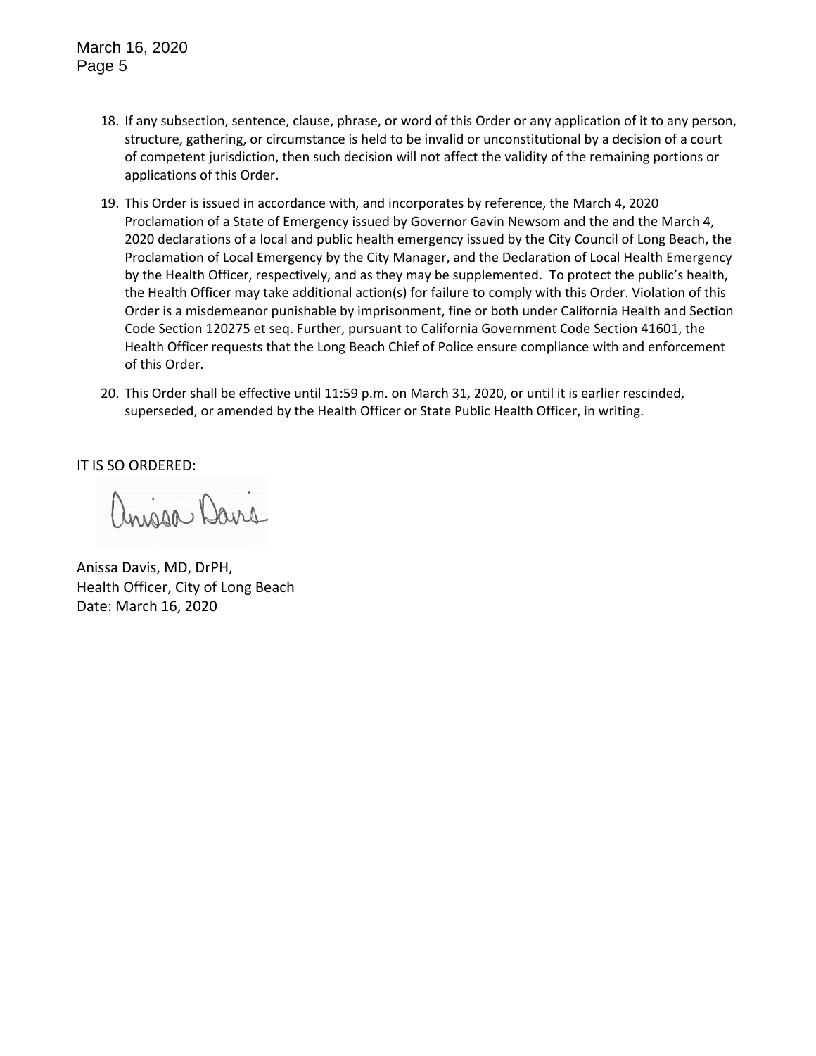18. If any subsection, sentence, clause, phrase, or word of this Order or any application of it to any person, structure, gathering, or circumstance is held to be invalid or unconstitutional by a decision of a court of competent jurisdiction, then such decision will not affect the validity of the remaining portions or applications of this Order.

19. This Order is issued in accordance with, and incorporates by reference, the March 4, 2020 Proclamation of a State of Emergency issued by Governor Gavin Newsom and the and the March 4, 2020 declarations of a local and public health emergency issued by the City Council of Long Beach, the Proclamation of Local Emergency by the City Manager, and the Declaration of Local Health Emergency by the Health Officer, respectively, and as they may be supplemented. To protect the public's health, the Health Officer may take additional action(s) for failure to comply with this Order. Violation of this Order is a misdemeanor punishable by imprisonment, fine or both under California Health and Section Code Section 120275 et seq. Further, pursuant to California Government Code Section 41601, the Health Officer requests that the Long Beach Chief of Police ensure compliance with and enforcement of this Order.

20. This Order shall be effective until 11:59 p.m. on March 31, 2020, or until it is earlier rescinded, superseded, or amended by the Health Officer or State Public Health Officer, in writing.

IT IS SO ORDERED:

Anissa Davis

Anissa Davis, MD, DrPH,
Health Officer, City of Long Beach
Date: March 16, 2020